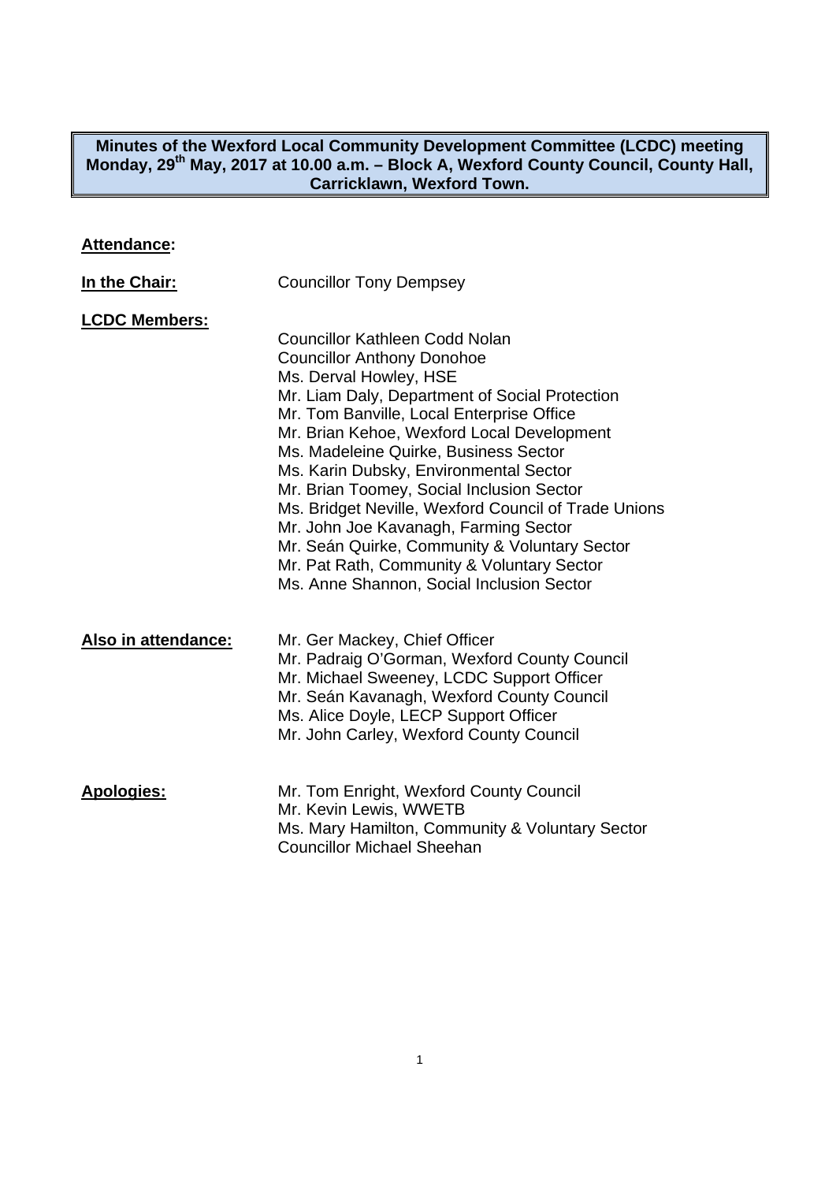# Minutes of the Wexford Local Community Development Committee (LCDC) meeting Monday, 29th May, 2017 at 10.00 a.m. – Block A, Wexford County Council, County Hall, Carricklawn, Wexford Town.

**Attendance:**

**In the Chair:** Councillor Tony Dempsey

**LCDC Members:**

Councillor Kathleen Codd Nolan
Councillor Anthony Donohoe
Ms. Derval Howley, HSE
Mr. Liam Daly, Department of Social Protection
Mr. Tom Banville, Local Enterprise Office
Mr. Brian Kehoe, Wexford Local Development
Ms. Madeleine Quirke, Business Sector
Ms. Karin Dubsky, Environmental Sector
Mr. Brian Toomey, Social Inclusion Sector
Ms. Bridget Neville, Wexford Council of Trade Unions
Mr. John Joe Kavanagh, Farming Sector
Mr. Seán Quirke, Community & Voluntary Sector
Mr. Pat Rath, Community & Voluntary Sector
Ms. Anne Shannon, Social Inclusion Sector

**Also in attendance:**

Mr. Ger Mackey, Chief Officer
Mr. Padraig O'Gorman, Wexford County Council
Mr. Michael Sweeney, LCDC Support Officer
Mr. Seán Kavanagh, Wexford County Council
Ms. Alice Doyle, LECP Support Officer
Mr. John Carley, Wexford County Council

**Apologies:**

Mr. Tom Enright, Wexford County Council
Mr. Kevin Lewis, WWETB
Ms. Mary Hamilton, Community & Voluntary Sector
Councillor Michael Sheehan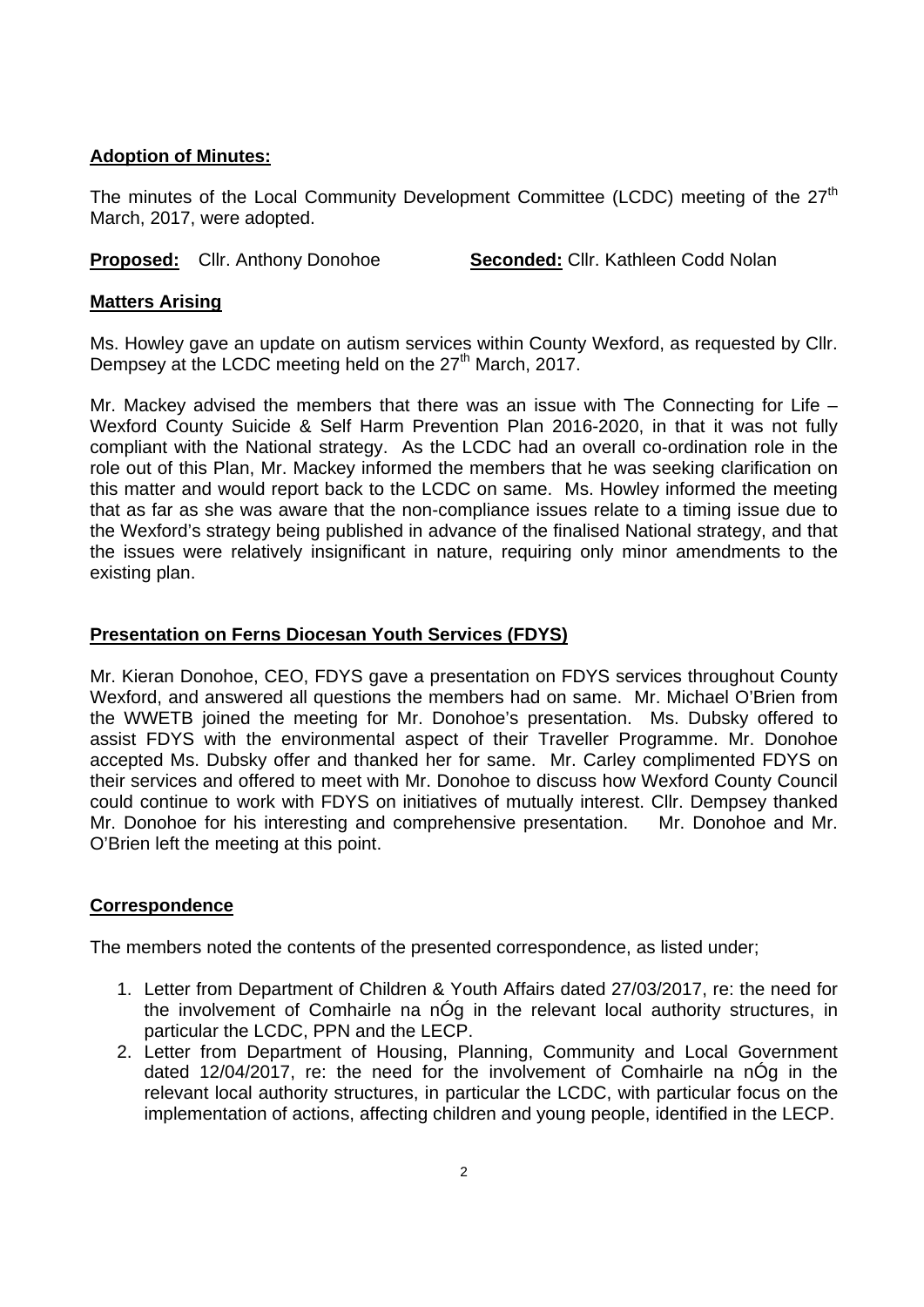**Adoption of Minutes:**

The minutes of the Local Community Development Committee (LCDC) meeting of the 27th March, 2017, were adopted.

**Proposed:** Cllr. Anthony Donohoe **Seconded:** Cllr. Kathleen Codd Nolan

**Matters Arising**

Ms. Howley gave an update on autism services within County Wexford, as requested by Cllr. Dempsey at the LCDC meeting held on the 27th March, 2017.

Mr. Mackey advised the members that there was an issue with The Connecting for Life – Wexford County Suicide & Self Harm Prevention Plan 2016-2020, in that it was not fully compliant with the National strategy. As the LCDC had an overall co-ordination role in the role out of this Plan, Mr. Mackey informed the members that he was seeking clarification on this matter and would report back to the LCDC on same. Ms. Howley informed the meeting that as far as she was aware that the non-compliance issues relate to a timing issue due to the Wexford's strategy being published in advance of the finalised National strategy, and that the issues were relatively insignificant in nature, requiring only minor amendments to the existing plan.

**Presentation on Ferns Diocesan Youth Services (FDYS)**

Mr. Kieran Donohoe, CEO, FDYS gave a presentation on FDYS services throughout County Wexford, and answered all questions the members had on same. Mr. Michael O'Brien from the WWETB joined the meeting for Mr. Donohoe's presentation. Ms. Dubsky offered to assist FDYS with the environmental aspect of their Traveller Programme. Mr. Donohoe accepted Ms. Dubsky offer and thanked her for same. Mr. Carley complimented FDYS on their services and offered to meet with Mr. Donohoe to discuss how Wexford County Council could continue to work with FDYS on initiatives of mutually interest. Cllr. Dempsey thanked Mr. Donohoe for his interesting and comprehensive presentation. Mr. Donohoe and Mr. O'Brien left the meeting at this point.

**Correspondence**

The members noted the contents of the presented correspondence, as listed under;

1. Letter from Department of Children & Youth Affairs dated 27/03/2017, re: the need for the involvement of Comhairle na nÓg in the relevant local authority structures, in particular the LCDC, PPN and the LECP.
2. Letter from Department of Housing, Planning, Community and Local Government dated 12/04/2017, re: the need for the involvement of Comhairle na nÓg in the relevant local authority structures, in particular the LCDC, with particular focus on the implementation of actions, affecting children and young people, identified in the LECP.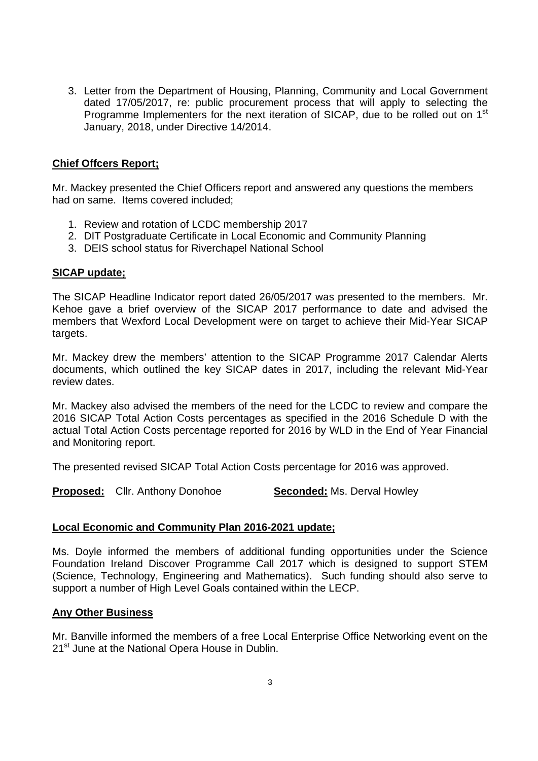3. Letter from the Department of Housing, Planning, Community and Local Government dated 17/05/2017, re: public procurement process that will apply to selecting the Programme Implementers for the next iteration of SICAP, due to be rolled out on 1st January, 2018, under Directive 14/2014.

**Chief Offcers Report;**

Mr. Mackey presented the Chief Officers report and answered any questions the members had on same. Items covered included;

1. Review and rotation of LCDC membership 2017
2. DIT Postgraduate Certificate in Local Economic and Community Planning
3. DEIS school status for Riverchapel National School

**SICAP update;**

The SICAP Headline Indicator report dated 26/05/2017 was presented to the members. Mr. Kehoe gave a brief overview of the SICAP 2017 performance to date and advised the members that Wexford Local Development were on target to achieve their Mid-Year SICAP targets.

Mr. Mackey drew the members' attention to the SICAP Programme 2017 Calendar Alerts documents, which outlined the key SICAP dates in 2017, including the relevant Mid-Year review dates.

Mr. Mackey also advised the members of the need for the LCDC to review and compare the 2016 SICAP Total Action Costs percentages as specified in the 2016 Schedule D with the actual Total Action Costs percentage reported for 2016 by WLD in the End of Year Financial and Monitoring report.

The presented revised SICAP Total Action Costs percentage for 2016 was approved.

**Proposed:** Cllr. Anthony Donohoe **Seconded:** Ms. Derval Howley

**Local Economic and Community Plan 2016-2021 update;**

Ms. Doyle informed the members of additional funding opportunities under the Science Foundation Ireland Discover Programme Call 2017 which is designed to support STEM (Science, Technology, Engineering and Mathematics). Such funding should also serve to support a number of High Level Goals contained within the LECP.

**Any Other Business**

Mr. Banville informed the members of a free Local Enterprise Office Networking event on the 21st June at the National Opera House in Dublin.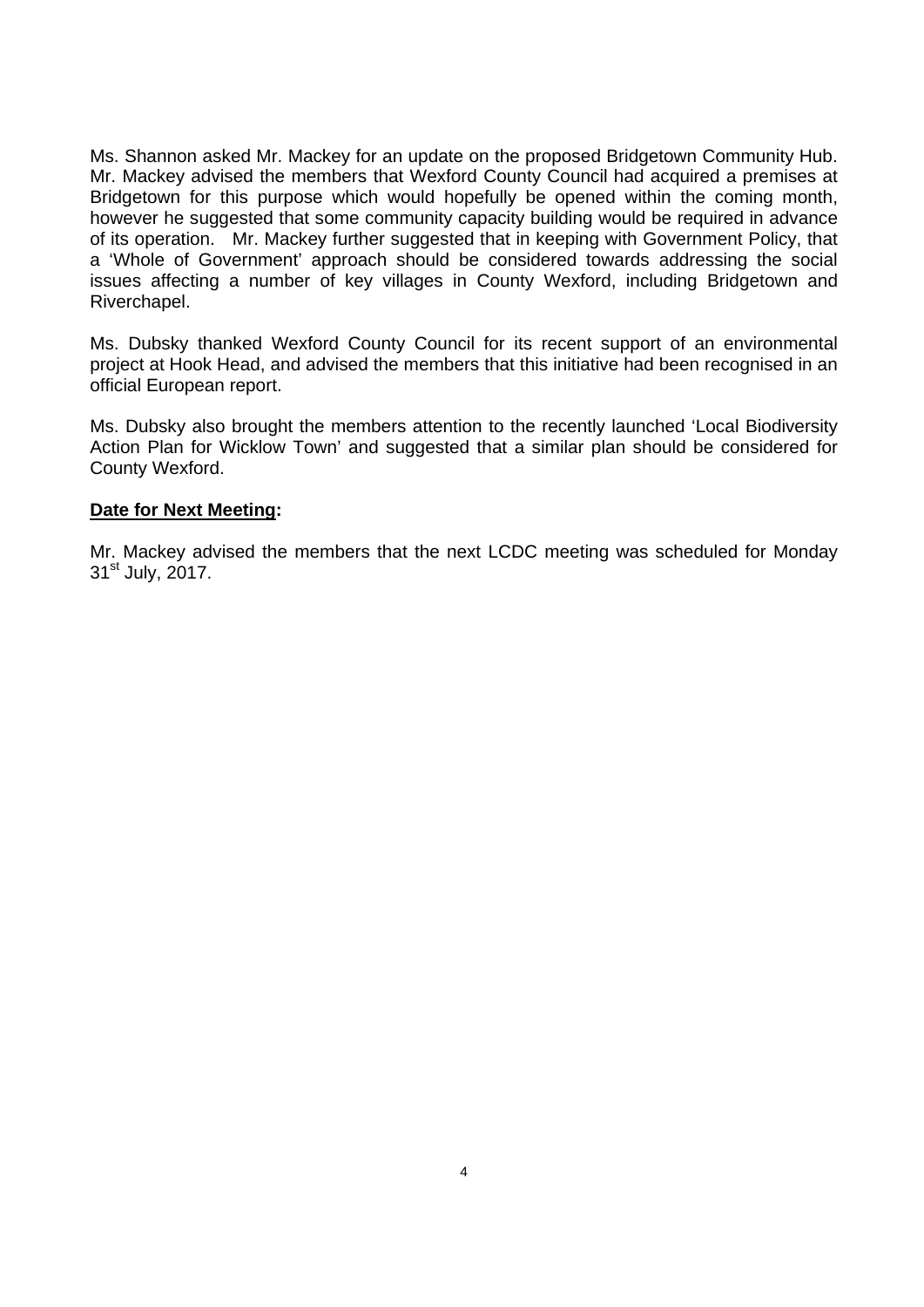Ms. Shannon asked Mr. Mackey for an update on the proposed Bridgetown Community Hub. Mr. Mackey advised the members that Wexford County Council had acquired a premises at Bridgetown for this purpose which would hopefully be opened within the coming month, however he suggested that some community capacity building would be required in advance of its operation. Mr. Mackey further suggested that in keeping with Government Policy, that a 'Whole of Government' approach should be considered towards addressing the social issues affecting a number of key villages in County Wexford, including Bridgetown and Riverchapel.

Ms. Dubsky thanked Wexford County Council for its recent support of an environmental project at Hook Head, and advised the members that this initiative had been recognised in an official European report.

Ms. Dubsky also brought the members attention to the recently launched 'Local Biodiversity Action Plan for Wicklow Town' and suggested that a similar plan should be considered for County Wexford.

**Date for Next Meeting:**

Mr. Mackey advised the members that the next LCDC meeting was scheduled for Monday 31st July, 2017.